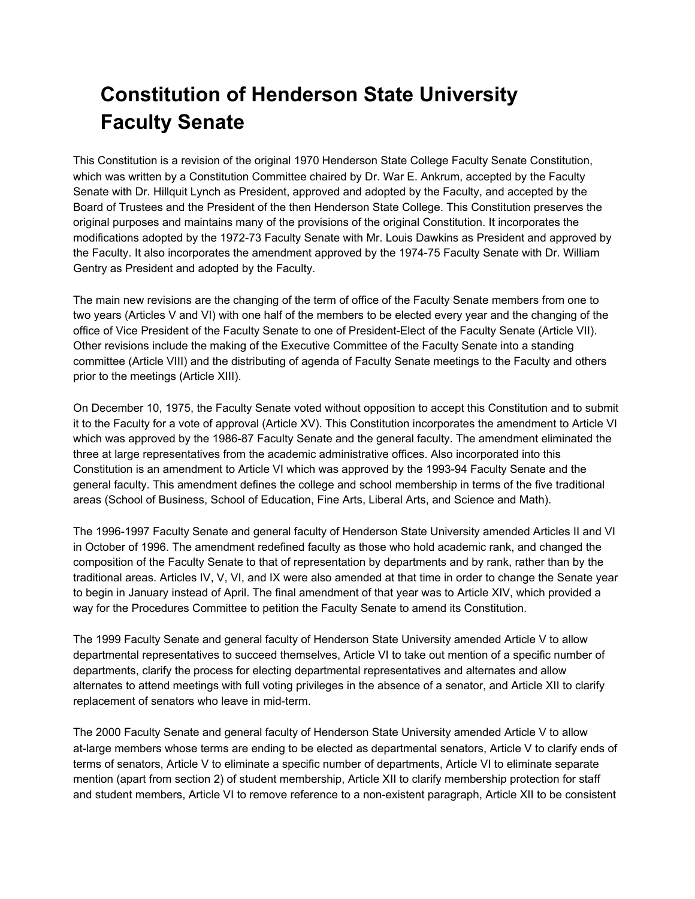# Constitution of Henderson State University Faculty Senate

This Constitution is a revision of the original 1970 Henderson State College Faculty Senate Constitution, which was written by a Constitution Committee chaired by Dr. War E. Ankrum, accepted by the Faculty Senate with Dr. Hillquit Lynch as President, approved and adopted by the Faculty, and accepted by the Board of Trustees and the President of the then Henderson State College. This Constitution preserves the original purposes and maintains many of the provisions of the original Constitution. It incorporates the modifications adopted by the 1972-73 Faculty Senate with Mr. Louis Dawkins as President and approved by the Faculty. It also incorporates the amendment approved by the 1974-75 Faculty Senate with Dr. William Gentry as President and adopted by the Faculty.

The main new revisions are the changing of the term of office of the Faculty Senate members from one to two years (Articles V and VI) with one half of the members to be elected every year and the changing of the office of Vice President of the Faculty Senate to one of President-Elect of the Faculty Senate (Article VII). Other revisions include the making of the Executive Committee of the Faculty Senate into a standing committee (Article VIII) and the distributing of agenda of Faculty Senate meetings to the Faculty and others prior to the meetings (Article XIII).

On December 10, 1975, the Faculty Senate voted without opposition to accept this Constitution and to submit it to the Faculty for a vote of approval (Article XV). This Constitution incorporates the amendment to Article VI which was approved by the 1986-87 Faculty Senate and the general faculty. The amendment eliminated the three at large representatives from the academic administrative offices. Also incorporated into this Constitution is an amendment to Article VI which was approved by the 1993-94 Faculty Senate and the general faculty. This amendment defines the college and school membership in terms of the five traditional areas (School of Business, School of Education, Fine Arts, Liberal Arts, and Science and Math).

The 1996-1997 Faculty Senate and general faculty of Henderson State University amended Articles II and VI in October of 1996. The amendment redefined faculty as those who hold academic rank, and changed the composition of the Faculty Senate to that of representation by departments and by rank, rather than by the traditional areas. Articles IV, V, VI, and IX were also amended at that time in order to change the Senate year to begin in January instead of April. The final amendment of that year was to Article XIV, which provided a way for the Procedures Committee to petition the Faculty Senate to amend its Constitution.

The 1999 Faculty Senate and general faculty of Henderson State University amended Article V to allow departmental representatives to succeed themselves, Article VI to take out mention of a specific number of departments, clarify the process for electing departmental representatives and alternates and allow alternates to attend meetings with full voting privileges in the absence of a senator, and Article XII to clarify replacement of senators who leave in mid-term.

The 2000 Faculty Senate and general faculty of Henderson State University amended Article V to allow at-large members whose terms are ending to be elected as departmental senators, Article V to clarify ends of terms of senators, Article V to eliminate a specific number of departments, Article VI to eliminate separate mention (apart from section 2) of student membership, Article XII to clarify membership protection for staff and student members, Article VI to remove reference to a non-existent paragraph, Article XII to be consistent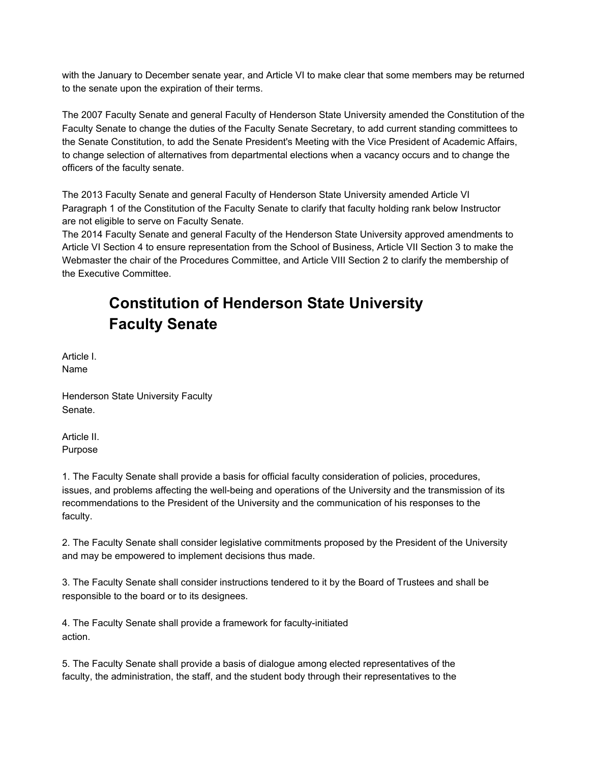with the January to December senate year, and Article VI to make clear that some members may be returned to the senate upon the expiration of their terms.

The 2007 Faculty Senate and general Faculty of Henderson State University amended the Constitution of the Faculty Senate to change the duties of the Faculty Senate Secretary, to add current standing committees to the Senate Constitution, to add the Senate President's Meeting with the Vice President of Academic Affairs, to change selection of alternatives from departmental elections when a vacancy occurs and to change the officers of the faculty senate.

The 2013 Faculty Senate and general Faculty of Henderson State University amended Article VI Paragraph 1 of the Constitution of the Faculty Senate to clarify that faculty holding rank below Instructor are not eligible to serve on Faculty Senate.
The 2014 Faculty Senate and general Faculty of the Henderson State University approved amendments to Article VI Section 4 to ensure representation from the School of Business, Article VII Section 3 to make the Webmaster the chair of the Procedures Committee, and Article VIII Section 2 to clarify the membership of the Executive Committee.

# Constitution of Henderson State University Faculty Senate

Article I.
Name

Henderson State University Faculty Senate.

Article II.
Purpose

1. The Faculty Senate shall provide a basis for official faculty consideration of policies, procedures, issues, and problems affecting the well-being and operations of the University and the transmission of its recommendations to the President of the University and the communication of his responses to the faculty.

2. The Faculty Senate shall consider legislative commitments proposed by the President of the University and may be empowered to implement decisions thus made.

3. The Faculty Senate shall consider instructions tendered to it by the Board of Trustees and shall be responsible to the board or to its designees.

4. The Faculty Senate shall provide a framework for faculty-initiated action.

5. The Faculty Senate shall provide a basis of dialogue among elected representatives of the faculty, the administration, the staff, and the student body through their representatives to the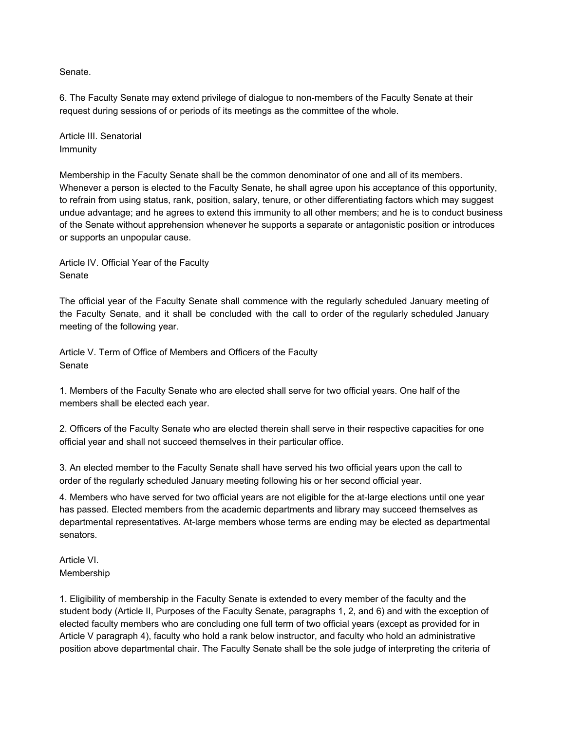Senate.

6. The Faculty Senate may extend privilege of dialogue to non-members of the Faculty Senate at their request during sessions of or periods of its meetings as the committee of the whole.

## Article III. Senatorial Immunity

Membership in the Faculty Senate shall be the common denominator of one and all of its members. Whenever a person is elected to the Faculty Senate, he shall agree upon his acceptance of this opportunity, to refrain from using status, rank, position, salary, tenure, or other differentiating factors which may suggest undue advantage; and he agrees to extend this immunity to all other members; and he is to conduct business of the Senate without apprehension whenever he supports a separate or antagonistic position or introduces or supports an unpopular cause.

## Article IV. Official Year of the Faculty Senate

The official year of the Faculty Senate shall commence with the regularly scheduled January meeting of the Faculty Senate, and it shall be concluded with the call to order of the regularly scheduled January meeting of the following year.

## Article V. Term of Office of Members and Officers of the Faculty Senate

1. Members of the Faculty Senate who are elected shall serve for two official years. One half of the members shall be elected each year.

2. Officers of the Faculty Senate who are elected therein shall serve in their respective capacities for one official year and shall not succeed themselves in their particular office.

3. An elected member to the Faculty Senate shall have served his two official years upon the call to order of the regularly scheduled January meeting following his or her second official year.

4. Members who have served for two official years are not eligible for the at-large elections until one year has passed. Elected members from the academic departments and library may succeed themselves as departmental representatives. At-large members whose terms are ending may be elected as departmental senators.

## Article VI. Membership

1. Eligibility of membership in the Faculty Senate is extended to every member of the faculty and the student body (Article II, Purposes of the Faculty Senate, paragraphs 1, 2, and 6) and with the exception of elected faculty members who are concluding one full term of two official years (except as provided for in Article V paragraph 4), faculty who hold a rank below instructor, and faculty who hold an administrative position above departmental chair. The Faculty Senate shall be the sole judge of interpreting the criteria of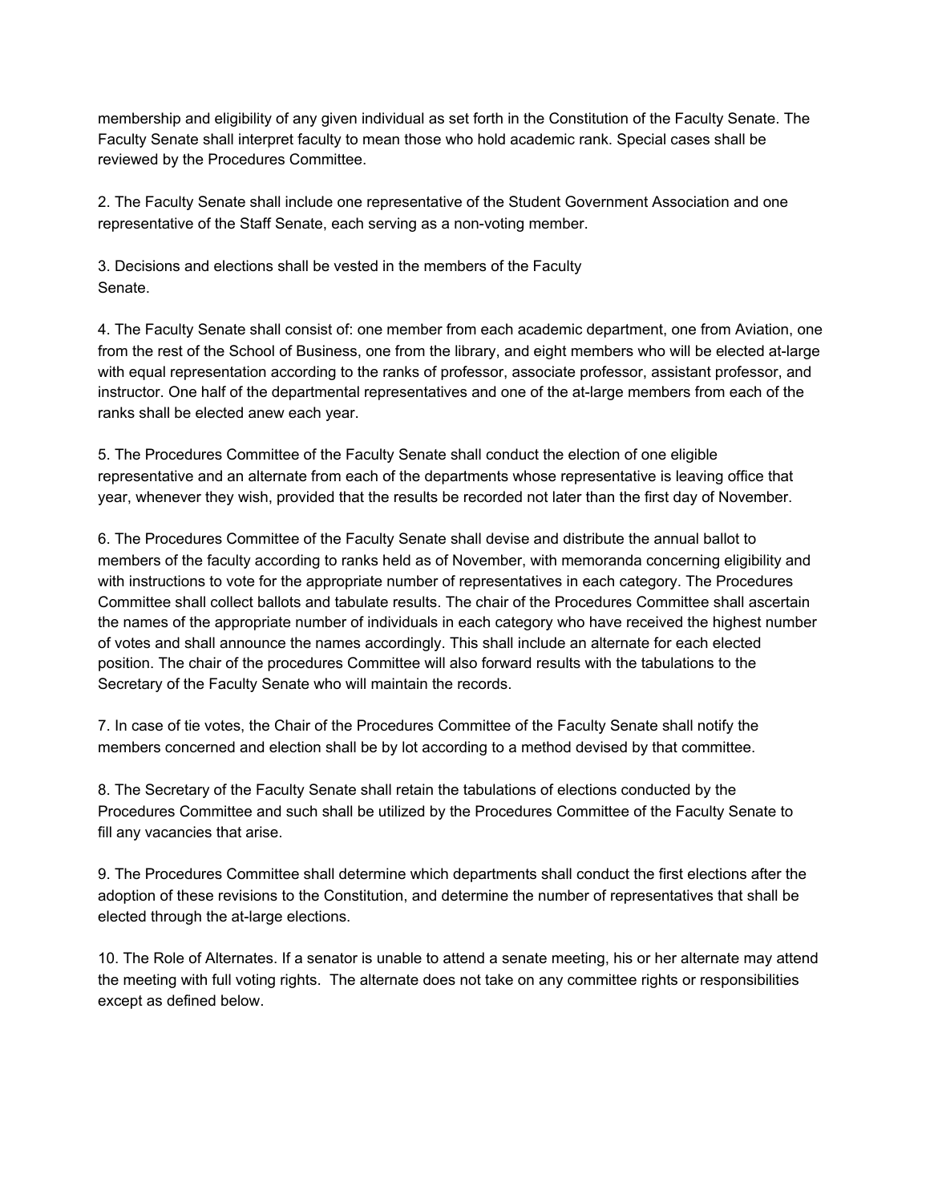membership and eligibility of any given individual as set forth in the Constitution of the Faculty Senate. The Faculty Senate shall interpret faculty to mean those who hold academic rank. Special cases shall be reviewed by the Procedures Committee.

2. The Faculty Senate shall include one representative of the Student Government Association and one representative of the Staff Senate, each serving as a non-voting member.

3. Decisions and elections shall be vested in the members of the Faculty Senate.

4. The Faculty Senate shall consist of: one member from each academic department, one from Aviation, one from the rest of the School of Business, one from the library, and eight members who will be elected at-large with equal representation according to the ranks of professor, associate professor, assistant professor, and instructor. One half of the departmental representatives and one of the at-large members from each of the ranks shall be elected anew each year.

5. The Procedures Committee of the Faculty Senate shall conduct the election of one eligible representative and an alternate from each of the departments whose representative is leaving office that year, whenever they wish, provided that the results be recorded not later than the first day of November.

6. The Procedures Committee of the Faculty Senate shall devise and distribute the annual ballot to members of the faculty according to ranks held as of November, with memoranda concerning eligibility and with instructions to vote for the appropriate number of representatives in each category. The Procedures Committee shall collect ballots and tabulate results. The chair of the Procedures Committee shall ascertain the names of the appropriate number of individuals in each category who have received the highest number of votes and shall announce the names accordingly. This shall include an alternate for each elected position. The chair of the procedures Committee will also forward results with the tabulations to the Secretary of the Faculty Senate who will maintain the records.

7. In case of tie votes, the Chair of the Procedures Committee of the Faculty Senate shall notify the members concerned and election shall be by lot according to a method devised by that committee.

8. The Secretary of the Faculty Senate shall retain the tabulations of elections conducted by the Procedures Committee and such shall be utilized by the Procedures Committee of the Faculty Senate to fill any vacancies that arise.

9. The Procedures Committee shall determine which departments shall conduct the first elections after the adoption of these revisions to the Constitution, and determine the number of representatives that shall be elected through the at-large elections.

10. The Role of Alternates. If a senator is unable to attend a senate meeting, his or her alternate may attend the meeting with full voting rights. The alternate does not take on any committee rights or responsibilities except as defined below.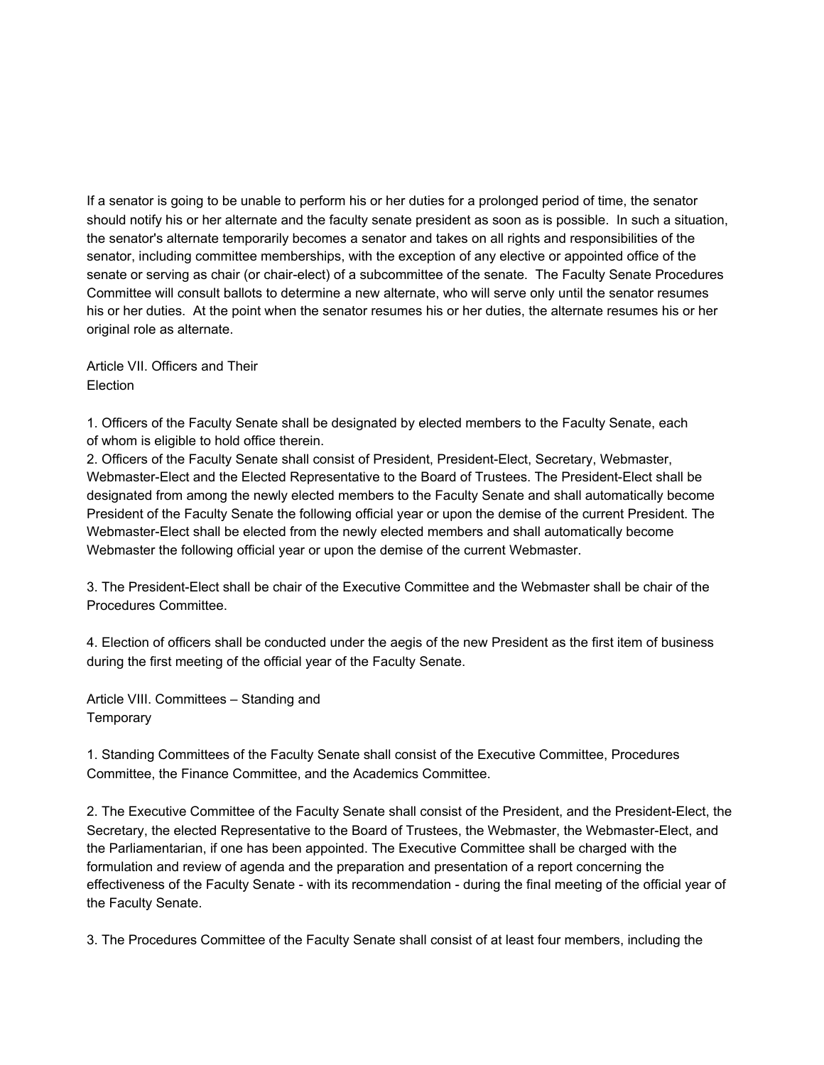If a senator is going to be unable to perform his or her duties for a prolonged period of time, the senator should notify his or her alternate and the faculty senate president as soon as is possible. In such a situation, the senator's alternate temporarily becomes a senator and takes on all rights and responsibilities of the senator, including committee memberships, with the exception of any elective or appointed office of the senate or serving as chair (or chair-elect) of a subcommittee of the senate. The Faculty Senate Procedures Committee will consult ballots to determine a new alternate, who will serve only until the senator resumes his or her duties. At the point when the senator resumes his or her duties, the alternate resumes his or her original role as alternate.

## Article VII. Officers and Their Election

1. Officers of the Faculty Senate shall be designated by elected members to the Faculty Senate, each of whom is eligible to hold office therein.
2. Officers of the Faculty Senate shall consist of President, President-Elect, Secretary, Webmaster, Webmaster-Elect and the Elected Representative to the Board of Trustees. The President-Elect shall be designated from among the newly elected members to the Faculty Senate and shall automatically become President of the Faculty Senate the following official year or upon the demise of the current President. The Webmaster-Elect shall be elected from the newly elected members and shall automatically become Webmaster the following official year or upon the demise of the current Webmaster.

3. The President-Elect shall be chair of the Executive Committee and the Webmaster shall be chair of the Procedures Committee.

4. Election of officers shall be conducted under the aegis of the new President as the first item of business during the first meeting of the official year of the Faculty Senate.

## Article VIII. Committees – Standing and Temporary

1. Standing Committees of the Faculty Senate shall consist of the Executive Committee, Procedures Committee, the Finance Committee, and the Academics Committee.

2. The Executive Committee of the Faculty Senate shall consist of the President, and the President-Elect, the Secretary, the elected Representative to the Board of Trustees, the Webmaster, the Webmaster-Elect, and the Parliamentarian, if one has been appointed. The Executive Committee shall be charged with the formulation and review of agenda and the preparation and presentation of a report concerning the effectiveness of the Faculty Senate - with its recommendation - during the final meeting of the official year of the Faculty Senate.

3. The Procedures Committee of the Faculty Senate shall consist of at least four members, including the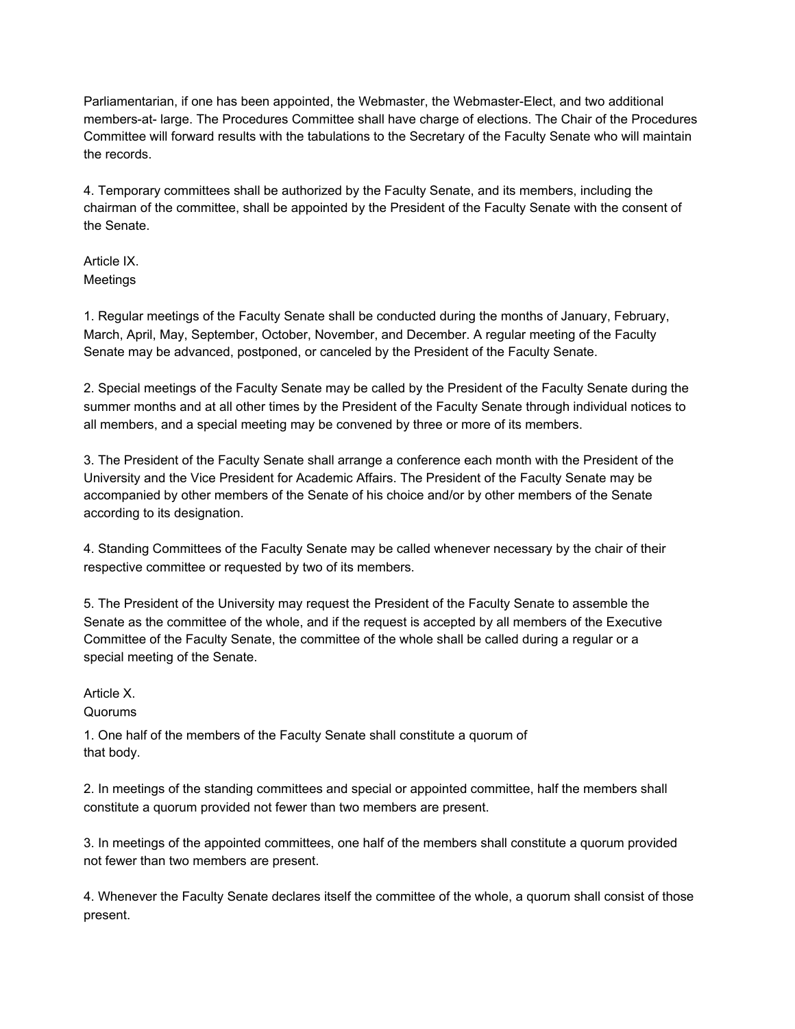Parliamentarian, if one has been appointed, the Webmaster, the Webmaster-Elect, and two additional members-at- large. The Procedures Committee shall have charge of elections. The Chair of the Procedures Committee will forward results with the tabulations to the Secretary of the Faculty Senate who will maintain the records.

4. Temporary committees shall be authorized by the Faculty Senate, and its members, including the chairman of the committee, shall be appointed by the President of the Faculty Senate with the consent of the Senate.

## Article IX.
## Meetings

1. Regular meetings of the Faculty Senate shall be conducted during the months of January, February, March, April, May, September, October, November, and December. A regular meeting of the Faculty Senate may be advanced, postponed, or canceled by the President of the Faculty Senate.

2. Special meetings of the Faculty Senate may be called by the President of the Faculty Senate during the summer months and at all other times by the President of the Faculty Senate through individual notices to all members, and a special meeting may be convened by three or more of its members.

3. The President of the Faculty Senate shall arrange a conference each month with the President of the University and the Vice President for Academic Affairs. The President of the Faculty Senate may be accompanied by other members of the Senate of his choice and/or by other members of the Senate according to its designation.

4. Standing Committees of the Faculty Senate may be called whenever necessary by the chair of their respective committee or requested by two of its members.

5. The President of the University may request the President of the Faculty Senate to assemble the Senate as the committee of the whole, and if the request is accepted by all members of the Executive Committee of the Faculty Senate, the committee of the whole shall be called during a regular or a special meeting of the Senate.

## Article X.
## Quorums

1. One half of the members of the Faculty Senate shall constitute a quorum of that body.

2. In meetings of the standing committees and special or appointed committee, half the members shall constitute a quorum provided not fewer than two members are present.

3. In meetings of the appointed committees, one half of the members shall constitute a quorum provided not fewer than two members are present.

4. Whenever the Faculty Senate declares itself the committee of the whole, a quorum shall consist of those present.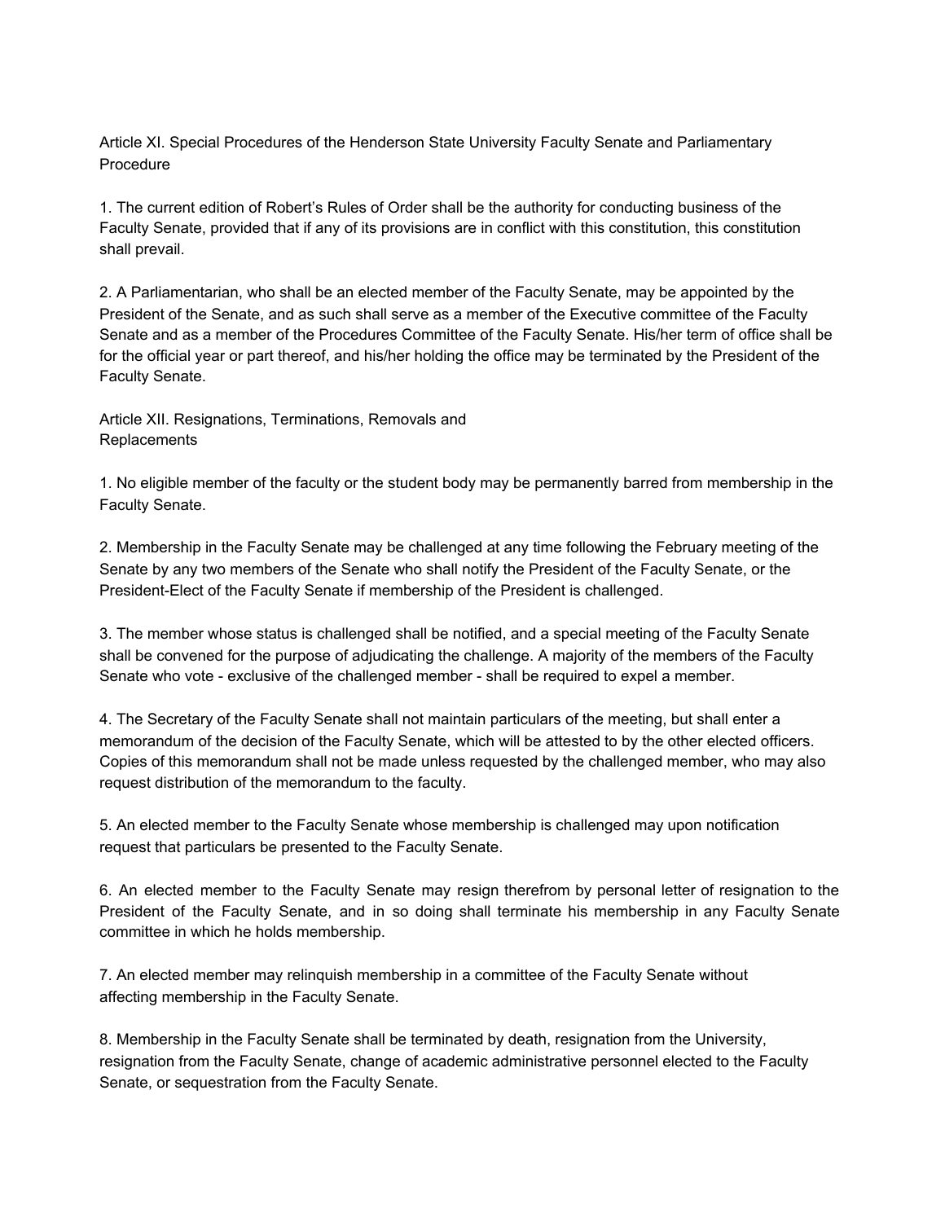Article XI. Special Procedures of the Henderson State University Faculty Senate and Parliamentary Procedure

1. The current edition of Robert's Rules of Order shall be the authority for conducting business of the Faculty Senate, provided that if any of its provisions are in conflict with this constitution, this constitution shall prevail.

2. A Parliamentarian, who shall be an elected member of the Faculty Senate, may be appointed by the President of the Senate, and as such shall serve as a member of the Executive committee of the Faculty Senate and as a member of the Procedures Committee of the Faculty Senate. His/her term of office shall be for the official year or part thereof, and his/her holding the office may be terminated by the President of the Faculty Senate.

Article XII. Resignations, Terminations, Removals and Replacements

1. No eligible member of the faculty or the student body may be permanently barred from membership in the Faculty Senate.

2. Membership in the Faculty Senate may be challenged at any time following the February meeting of the Senate by any two members of the Senate who shall notify the President of the Faculty Senate, or the President-Elect of the Faculty Senate if membership of the President is challenged.

3. The member whose status is challenged shall be notified, and a special meeting of the Faculty Senate shall be convened for the purpose of adjudicating the challenge. A majority of the members of the Faculty Senate who vote - exclusive of the challenged member - shall be required to expel a member.

4. The Secretary of the Faculty Senate shall not maintain particulars of the meeting, but shall enter a memorandum of the decision of the Faculty Senate, which will be attested to by the other elected officers. Copies of this memorandum shall not be made unless requested by the challenged member, who may also request distribution of the memorandum to the faculty.

5. An elected member to the Faculty Senate whose membership is challenged may upon notification request that particulars be presented to the Faculty Senate.

6. An elected member to the Faculty Senate may resign therefrom by personal letter of resignation to the President of the Faculty Senate, and in so doing shall terminate his membership in any Faculty Senate committee in which he holds membership.

7. An elected member may relinquish membership in a committee of the Faculty Senate without affecting membership in the Faculty Senate.

8. Membership in the Faculty Senate shall be terminated by death, resignation from the University, resignation from the Faculty Senate, change of academic administrative personnel elected to the Faculty Senate, or sequestration from the Faculty Senate.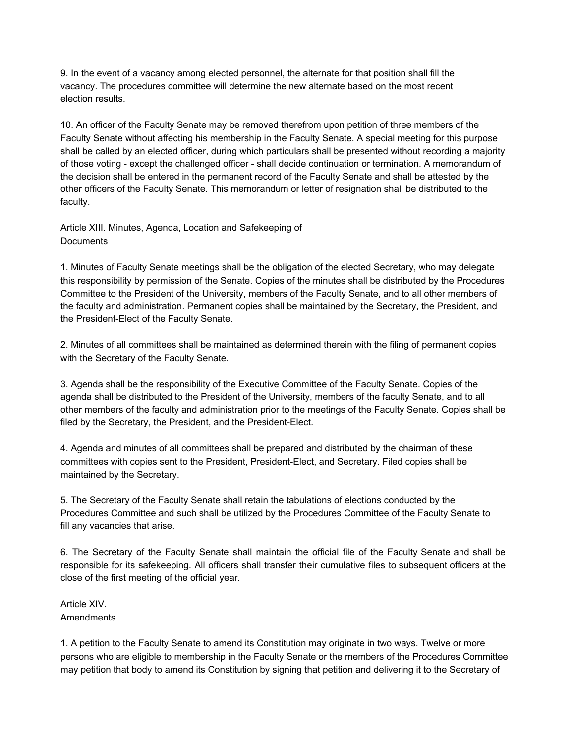9. In the event of a vacancy among elected personnel, the alternate for that position shall fill the vacancy. The procedures committee will determine the new alternate based on the most recent election results.

10. An officer of the Faculty Senate may be removed therefrom upon petition of three members of the Faculty Senate without affecting his membership in the Faculty Senate. A special meeting for this purpose shall be called by an elected officer, during which particulars shall be presented without recording a majority of those voting - except the challenged officer - shall decide continuation or termination. A memorandum of the decision shall be entered in the permanent record of the Faculty Senate and shall be attested by the other officers of the Faculty Senate. This memorandum or letter of resignation shall be distributed to the faculty.

## Article XIII. Minutes, Agenda, Location and Safekeeping of Documents

1. Minutes of Faculty Senate meetings shall be the obligation of the elected Secretary, who may delegate this responsibility by permission of the Senate. Copies of the minutes shall be distributed by the Procedures Committee to the President of the University, members of the Faculty Senate, and to all other members of the faculty and administration. Permanent copies shall be maintained by the Secretary, the President, and the President-Elect of the Faculty Senate.

2. Minutes of all committees shall be maintained as determined therein with the filing of permanent copies with the Secretary of the Faculty Senate.

3. Agenda shall be the responsibility of the Executive Committee of the Faculty Senate. Copies of the agenda shall be distributed to the President of the University, members of the faculty Senate, and to all other members of the faculty and administration prior to the meetings of the Faculty Senate. Copies shall be filed by the Secretary, the President, and the President-Elect.

4. Agenda and minutes of all committees shall be prepared and distributed by the chairman of these committees with copies sent to the President, President-Elect, and Secretary. Filed copies shall be maintained by the Secretary.

5. The Secretary of the Faculty Senate shall retain the tabulations of elections conducted by the Procedures Committee and such shall be utilized by the Procedures Committee of the Faculty Senate to fill any vacancies that arise.

6. The Secretary of the Faculty Senate shall maintain the official file of the Faculty Senate and shall be responsible for its safekeeping. All officers shall transfer their cumulative files to subsequent officers at the close of the first meeting of the official year.

## Article XIV. Amendments

1. A petition to the Faculty Senate to amend its Constitution may originate in two ways. Twelve or more persons who are eligible to membership in the Faculty Senate or the members of the Procedures Committee may petition that body to amend its Constitution by signing that petition and delivering it to the Secretary of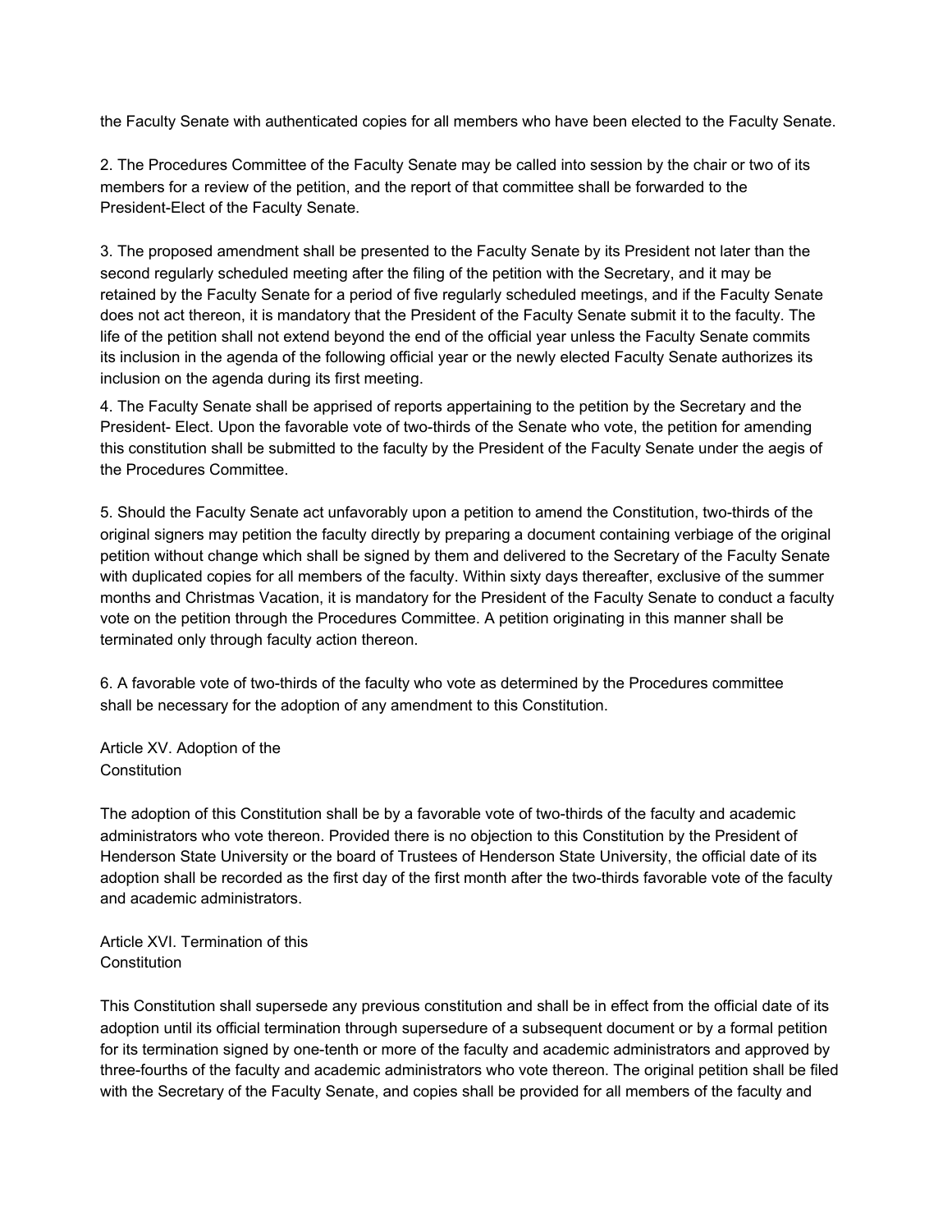the Faculty Senate with authenticated copies for all members who have been elected to the Faculty Senate.

2. The Procedures Committee of the Faculty Senate may be called into session by the chair or two of its members for a review of the petition, and the report of that committee shall be forwarded to the President-Elect of the Faculty Senate.

3. The proposed amendment shall be presented to the Faculty Senate by its President not later than the second regularly scheduled meeting after the filing of the petition with the Secretary, and it may be retained by the Faculty Senate for a period of five regularly scheduled meetings, and if the Faculty Senate does not act thereon, it is mandatory that the President of the Faculty Senate submit it to the faculty. The life of the petition shall not extend beyond the end of the official year unless the Faculty Senate commits its inclusion in the agenda of the following official year or the newly elected Faculty Senate authorizes its inclusion on the agenda during its first meeting.

4. The Faculty Senate shall be apprised of reports appertaining to the petition by the Secretary and the President- Elect. Upon the favorable vote of two-thirds of the Senate who vote, the petition for amending this constitution shall be submitted to the faculty by the President of the Faculty Senate under the aegis of the Procedures Committee.

5. Should the Faculty Senate act unfavorably upon a petition to amend the Constitution, two-thirds of the original signers may petition the faculty directly by preparing a document containing verbiage of the original petition without change which shall be signed by them and delivered to the Secretary of the Faculty Senate with duplicated copies for all members of the faculty. Within sixty days thereafter, exclusive of the summer months and Christmas Vacation, it is mandatory for the President of the Faculty Senate to conduct a faculty vote on the petition through the Procedures Committee. A petition originating in this manner shall be terminated only through faculty action thereon.

6. A favorable vote of two-thirds of the faculty who vote as determined by the Procedures committee shall be necessary for the adoption of any amendment to this Constitution.

## Article XV. Adoption of the Constitution

The adoption of this Constitution shall be by a favorable vote of two-thirds of the faculty and academic administrators who vote thereon. Provided there is no objection to this Constitution by the President of Henderson State University or the board of Trustees of Henderson State University, the official date of its adoption shall be recorded as the first day of the first month after the two-thirds favorable vote of the faculty and academic administrators.

## Article XVI. Termination of this Constitution

This Constitution shall supersede any previous constitution and shall be in effect from the official date of its adoption until its official termination through supersedure of a subsequent document or by a formal petition for its termination signed by one-tenth or more of the faculty and academic administrators and approved by three-fourths of the faculty and academic administrators who vote thereon. The original petition shall be filed with the Secretary of the Faculty Senate, and copies shall be provided for all members of the faculty and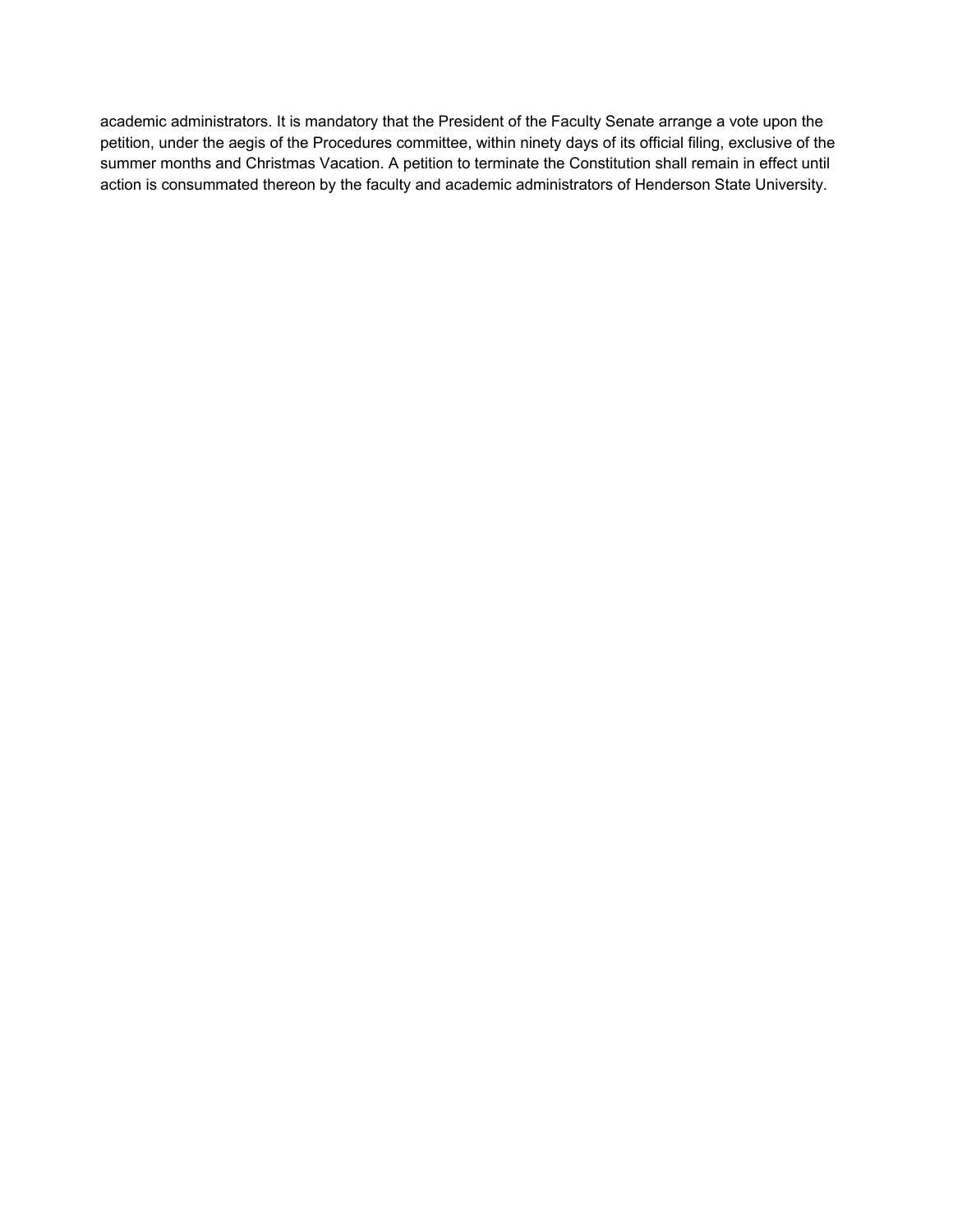academic administrators. It is mandatory that the President of the Faculty Senate arrange a vote upon the petition, under the aegis of the Procedures committee, within ninety days of its official filing, exclusive of the summer months and Christmas Vacation. A petition to terminate the Constitution shall remain in effect until action is consummated thereon by the faculty and academic administrators of Henderson State University.